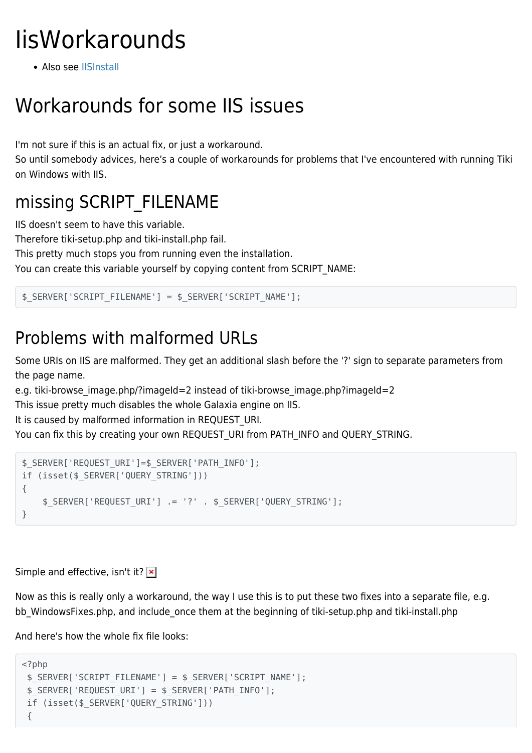# IisWorkarounds

- Also see IISInstall

# Workarounds for some IIS issues

I'm not sure if this is an actual fix, or just a workaround.
So until somebody advices, here's a couple of workarounds for problems that I've encountered with running Tiki on Windows with IIS.

## missing SCRIPT_FILENAME

IIS doesn't seem to have this variable.
Therefore tiki-setup.php and tiki-install.php fail.
This pretty much stops you from running even the installation.
You can create this variable yourself by copying content from SCRIPT_NAME:

```
$_SERVER['SCRIPT_FILENAME'] = $_SERVER['SCRIPT_NAME'];
```

## Problems with malformed URLs

Some URIs on IIS are malformed. They get an additional slash before the '?' sign to separate parameters from the page name.
e.g. tiki-browse_image.php/?imageId=2 instead of tiki-browse_image.php?imageId=2
This issue pretty much disables the whole Galaxia engine on IIS.
It is caused by malformed information in REQUEST_URI.
You can fix this by creating your own REQUEST_URI from PATH_INFO and QUERY_STRING.

```
$_SERVER['REQUEST_URI']=$_SERVER['PATH_INFO'];
if (isset($_SERVER['QUERY_STRING']))
{
    $_SERVER['REQUEST_URI'] .= '?' . $_SERVER['QUERY_STRING'];
}
```

Simple and effective, isn't it?

Now as this is really only a workaround, the way I use this is to put these two fixes into a separate file, e.g. bb_WindowsFixes.php, and include_once them at the beginning of tiki-setup.php and tiki-install.php

And here's how the whole fix file looks:

```
<?php
 $_SERVER['SCRIPT_FILENAME'] = $_SERVER['SCRIPT_NAME'];
 $_SERVER['REQUEST_URI'] = $_SERVER['PATH_INFO'];
 if (isset($_SERVER['QUERY_STRING']))
 {
```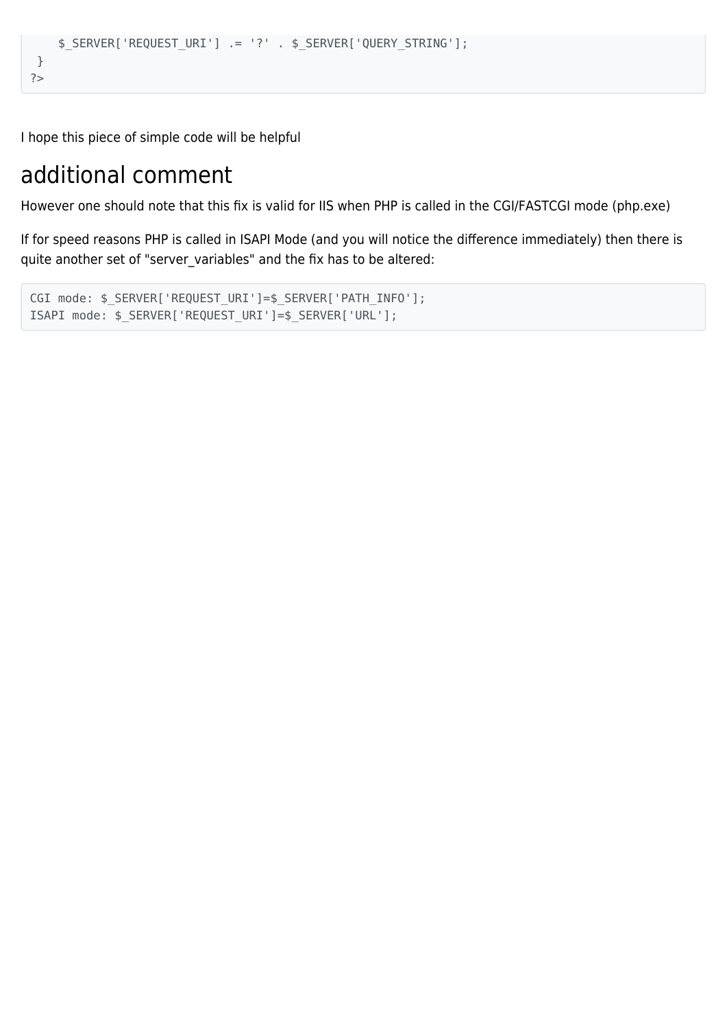```
    $_SERVER['REQUEST_URI'] .= '?' . $_SERVER['QUERY_STRING'];
 }
?>
```

I hope this piece of simple code will be helpful

## additional comment

However one should note that this fix is valid for IIS when PHP is called in the CGI/FASTCGI mode (php.exe)

If for speed reasons PHP is called in ISAPI Mode (and you will notice the difference immediately) then there is quite another set of "server_variables" and the fix has to be altered:

```
CGI mode: $_SERVER['REQUEST_URI']=$_SERVER['PATH_INFO'];
ISAPI mode: $_SERVER['REQUEST_URI']=$_SERVER['URL'];
```